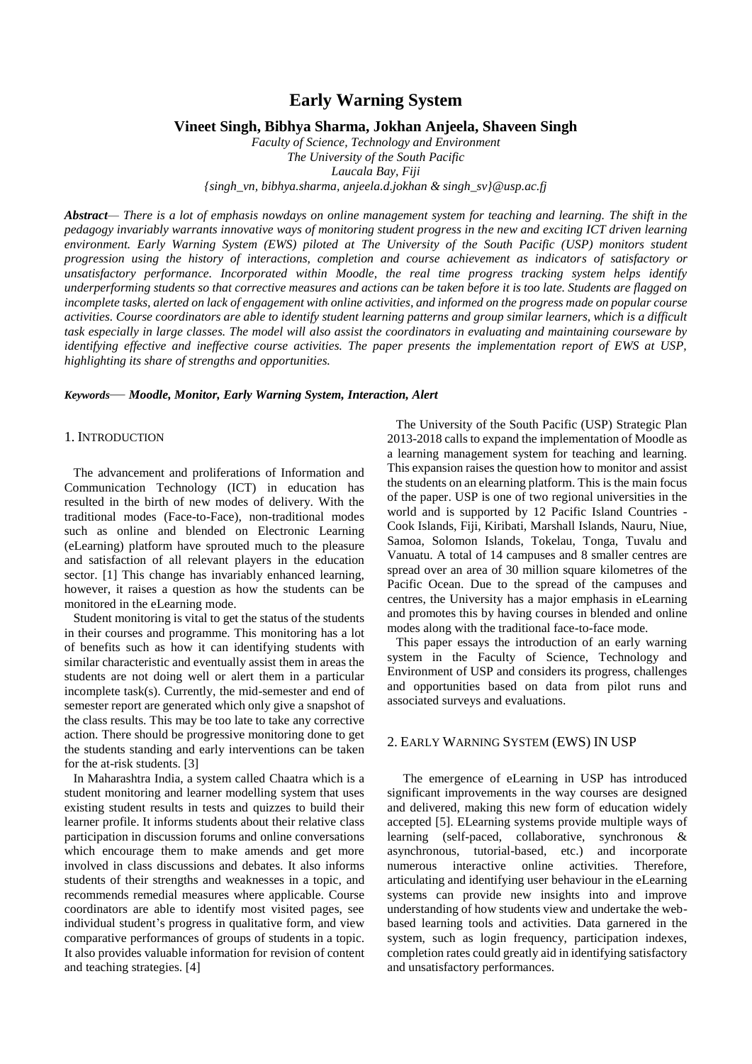# Early Warning System

**Vineet Singh, Bibhya Sharma, Jokhan Anjeela, Shaveen Singh**

*Faculty of Science, Technology and Environment*
*The University of the South Pacific*
*Laucala Bay, Fiji*
*{singh_vn, bibhya.sharma, anjeela.d.jokhan & singh_sv}@usp.ac.fj*

***Abstract***— *There is a lot of emphasis nowdays on online management system for teaching and learning. The shift in the pedagogy invariably warrants innovative ways of monitoring student progress in the new and exciting ICT driven learning environment. Early Warning System (EWS) piloted at The University of the South Pacific (USP) monitors student progression using the history of interactions, completion and course achievement as indicators of satisfactory or unsatisfactory performance. Incorporated within Moodle, the real time progress tracking system helps identify underperforming students so that corrective measures and actions can be taken before it is too late. Students are flagged on incomplete tasks, alerted on lack of engagement with online activities, and informed on the progress made on popular course activities. Course coordinators are able to identify student learning patterns and group similar learners, which is a difficult task especially in large classes. The model will also assist the coordinators in evaluating and maintaining courseware by identifying effective and ineffective course activities. The paper presents the implementation report of EWS at USP, highlighting its share of strengths and opportunities.*

***Keywords***— ***Moodle, Monitor, Early Warning System, Interaction, Alert***

## 1. INTRODUCTION

The advancement and proliferations of Information and Communication Technology (ICT) in education has resulted in the birth of new modes of delivery. With the traditional modes (Face-to-Face), non-traditional modes such as online and blended on Electronic Learning (eLearning) platform have sprouted much to the pleasure and satisfaction of all relevant players in the education sector. [1] This change has invariably enhanced learning, however, it raises a question as how the students can be monitored in the eLearning mode.

Student monitoring is vital to get the status of the students in their courses and programme. This monitoring has a lot of benefits such as how it can identifying students with similar characteristic and eventually assist them in areas the students are not doing well or alert them in a particular incomplete task(s). Currently, the mid-semester and end of semester report are generated which only give a snapshot of the class results. This may be too late to take any corrective action. There should be progressive monitoring done to get the students standing and early interventions can be taken for the at-risk students. [3]

In Maharashtra India, a system called Chaatra which is a student monitoring and learner modelling system that uses existing student results in tests and quizzes to build their learner profile. It informs students about their relative class participation in discussion forums and online conversations which encourage them to make amends and get more involved in class discussions and debates. It also informs students of their strengths and weaknesses in a topic, and recommends remedial measures where applicable. Course coordinators are able to identify most visited pages, see individual student's progress in qualitative form, and view comparative performances of groups of students in a topic. It also provides valuable information for revision of content and teaching strategies. [4]

The University of the South Pacific (USP) Strategic Plan 2013-2018 calls to expand the implementation of Moodle as a learning management system for teaching and learning. This expansion raises the question how to monitor and assist the students on an elearning platform. This is the main focus of the paper. USP is one of two regional universities in the world and is supported by 12 Pacific Island Countries - Cook Islands, Fiji, Kiribati, Marshall Islands, Nauru, Niue, Samoa, Solomon Islands, Tokelau, Tonga, Tuvalu and Vanuatu. A total of 14 campuses and 8 smaller centres are spread over an area of 30 million square kilometres of the Pacific Ocean. Due to the spread of the campuses and centres, the University has a major emphasis in eLearning and promotes this by having courses in blended and online modes along with the traditional face-to-face mode.

This paper essays the introduction of an early warning system in the Faculty of Science, Technology and Environment of USP and considers its progress, challenges and opportunities based on data from pilot runs and associated surveys and evaluations.

## 2. EARLY WARNING SYSTEM (EWS) IN USP

The emergence of eLearning in USP has introduced significant improvements in the way courses are designed and delivered, making this new form of education widely accepted [5]. ELearning systems provide multiple ways of learning (self-paced, collaborative, synchronous & asynchronous, tutorial-based, etc.) and incorporate numerous interactive online activities. Therefore, articulating and identifying user behaviour in the eLearning systems can provide new insights into and improve understanding of how students view and undertake the web-based learning tools and activities. Data garnered in the system, such as login frequency, participation indexes, completion rates could greatly aid in identifying satisfactory and unsatisfactory performances.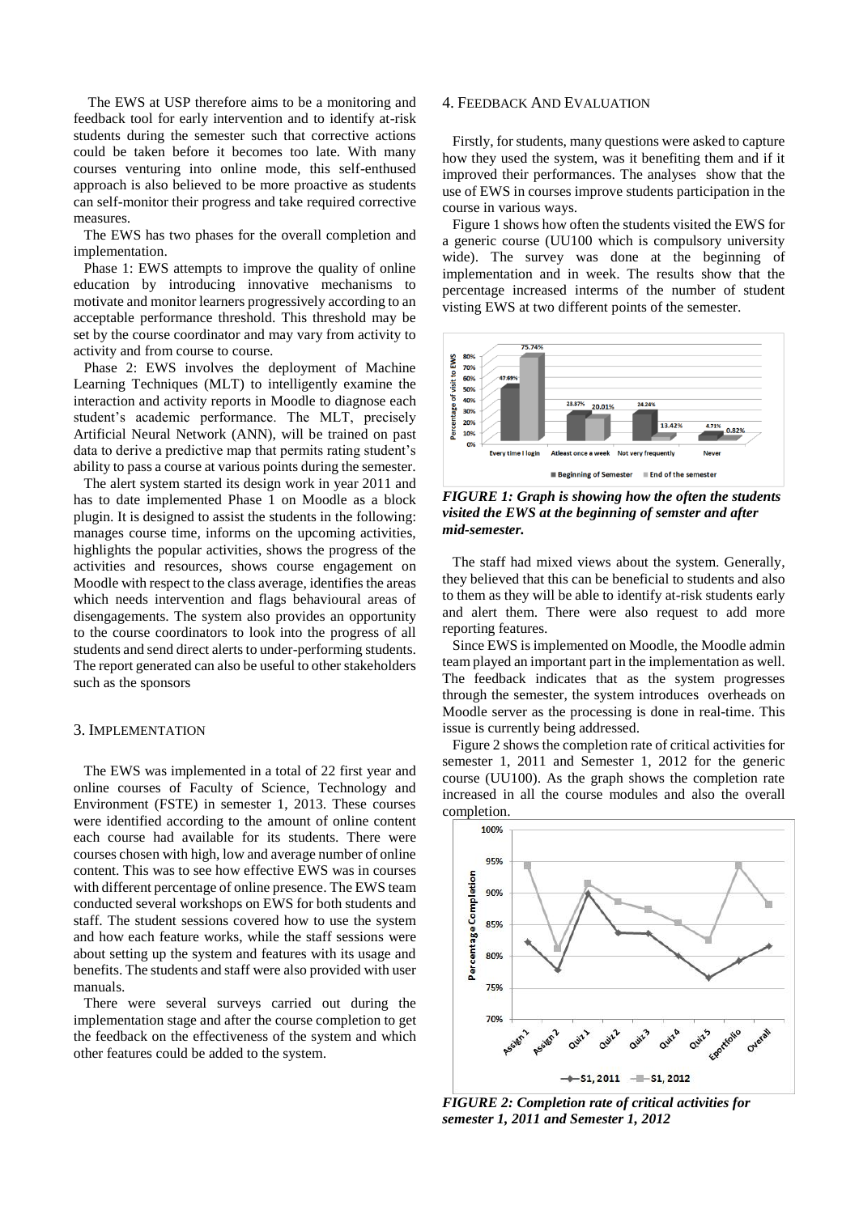The EWS at USP therefore aims to be a monitoring and feedback tool for early intervention and to identify at-risk students during the semester such that corrective actions could be taken before it becomes too late. With many courses venturing into online mode, this self-enthused approach is also believed to be more proactive as students can self-monitor their progress and take required corrective measures.

The EWS has two phases for the overall completion and implementation.

Phase 1: EWS attempts to improve the quality of online education by introducing innovative mechanisms to motivate and monitor learners progressively according to an acceptable performance threshold. This threshold may be set by the course coordinator and may vary from activity to activity and from course to course.

Phase 2: EWS involves the deployment of Machine Learning Techniques (MLT) to intelligently examine the interaction and activity reports in Moodle to diagnose each student's academic performance. The MLT, precisely Artificial Neural Network (ANN), will be trained on past data to derive a predictive map that permits rating student's ability to pass a course at various points during the semester.

The alert system started its design work in year 2011 and has to date implemented Phase 1 on Moodle as a block plugin. It is designed to assist the students in the following: manages course time, informs on the upcoming activities, highlights the popular activities, shows the progress of the activities and resources, shows course engagement on Moodle with respect to the class average, identifies the areas which needs intervention and flags behavioural areas of disengagements. The system also provides an opportunity to the course coordinators to look into the progress of all students and send direct alerts to under-performing students. The report generated can also be useful to other stakeholders such as the sponsors

## 3. Implementation

The EWS was implemented in a total of 22 first year and online courses of Faculty of Science, Technology and Environment (FSTE) in semester 1, 2013. These courses were identified according to the amount of online content each course had available for its students. There were courses chosen with high, low and average number of online content. This was to see how effective EWS was in courses with different percentage of online presence. The EWS team conducted several workshops on EWS for both students and staff. The student sessions covered how to use the system and how each feature works, while the staff sessions were about setting up the system and features with its usage and benefits. The students and staff were also provided with user manuals.

There were several surveys carried out during the implementation stage and after the course completion to get the feedback on the effectiveness of the system and which other features could be added to the system.

## 4. Feedback And Evaluation

Firstly, for students, many questions were asked to capture how they used the system, was it benefiting them and if it improved their performances. The analyses show that the use of EWS in courses improve students participation in the course in various ways.

Figure 1 shows how often the students visited the EWS for a generic course (UU100 which is compulsory university wide). The survey was done at the beginning of implementation and in week. The results show that the percentage increased interms of the number of student visting EWS at two different points of the semester.

| | Every time I login | Atleast once a week | Not very frequently | Never |
|---|---|---|---|---|
| Beginning of Semester | 47.69% | 23.37% | 24.24% | 4.71% |
| End of the semester | 75.74% | 20.01% | 13.42% | 0.82% |

***FIGURE 1: Graph is showing how the often the students visited the EWS at the beginning of semster and after mid-semester.***

The staff had mixed views about the system. Generally, they believed that this can be beneficial to students and also to them as they will be able to identify at-risk students early and alert them. There were also request to add more reporting features.

Since EWS is implemented on Moodle, the Moodle admin team played an important part in the implementation as well. The feedback indicates that as the system progresses through the semester, the system introduces overheads on Moodle server as the processing is done in real-time. This issue is currently being addressed.

Figure 2 shows the completion rate of critical activities for semester 1, 2011 and Semester 1, 2012 for the generic course (UU100). As the graph shows the completion rate increased in all the course modules and also the overall completion.

***FIGURE 2: Completion rate of critical activities for semester 1, 2011 and Semester 1, 2012***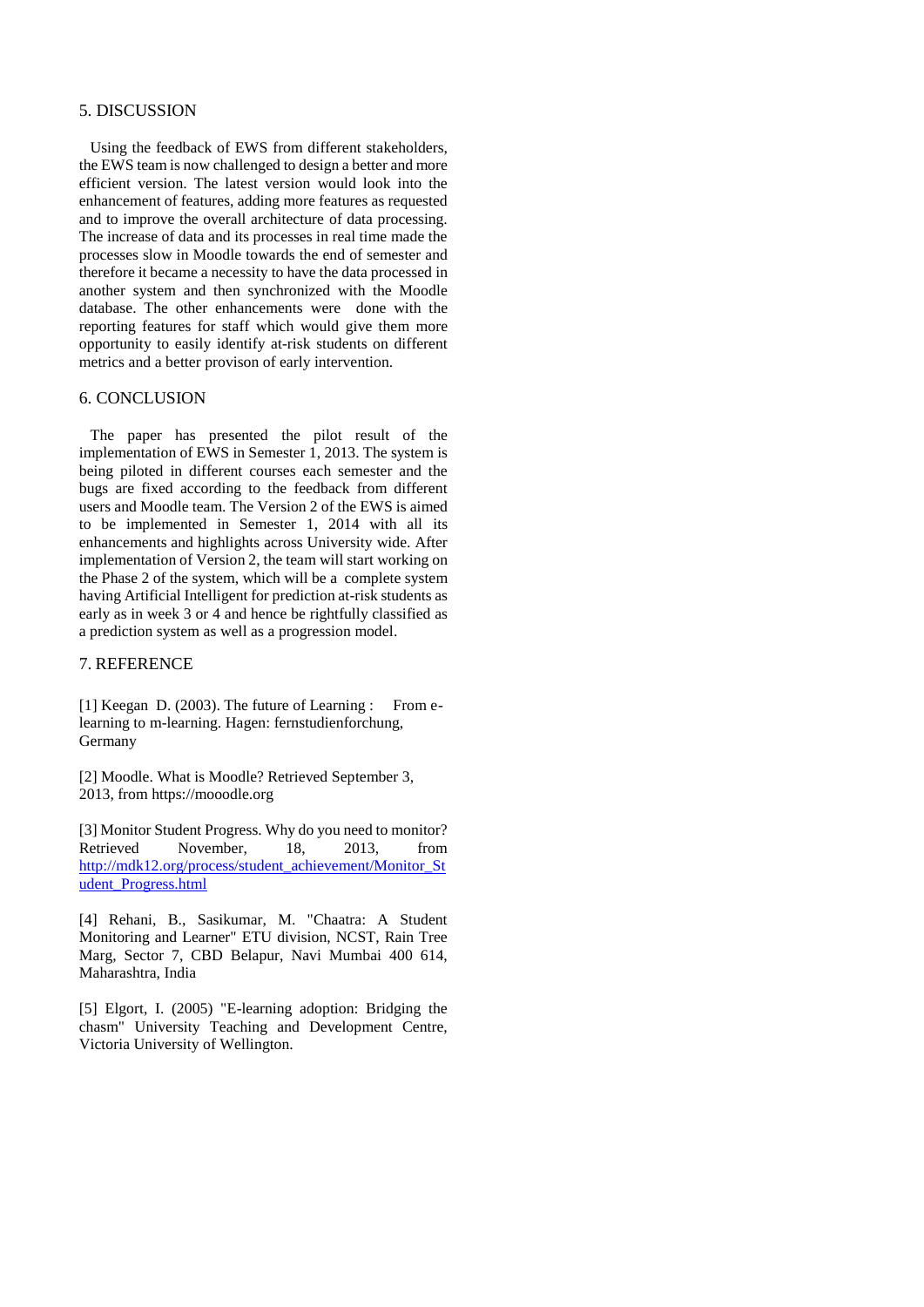## 5. DISCUSSION

Using the feedback of EWS from different stakeholders, the EWS team is now challenged to design a better and more efficient version. The latest version would look into the enhancement of features, adding more features as requested and to improve the overall architecture of data processing. The increase of data and its processes in real time made the processes slow in Moodle towards the end of semester and therefore it became a necessity to have the data processed in another system and then synchronized with the Moodle database. The other enhancements were done with the reporting features for staff which would give them more opportunity to easily identify at-risk students on different metrics and a better provison of early intervention.

## 6. CONCLUSION

The paper has presented the pilot result of the implementation of EWS in Semester 1, 2013. The system is being piloted in different courses each semester and the bugs are fixed according to the feedback from different users and Moodle team. The Version 2 of the EWS is aimed to be implemented in Semester 1, 2014 with all its enhancements and highlights across University wide. After implementation of Version 2, the team will start working on the Phase 2 of the system, which will be a complete system having Artificial Intelligent for prediction at-risk students as early as in week 3 or 4 and hence be rightfully classified as a prediction system as well as a progression model.

## 7. REFERENCE

[1] Keegan D. (2003). The future of Learning : From e-learning to m-learning. Hagen: fernstudienforchung, Germany

[2] Moodle. What is Moodle? Retrieved September 3, 2013, from https://mooodle.org

[3] Monitor Student Progress. Why do you need to monitor? Retrieved November, 18, 2013, from http://mdk12.org/process/student_achievement/Monitor_Student_Progress.html

[4] Rehani, B., Sasikumar, M. "Chaatra: A Student Monitoring and Learner" ETU division, NCST, Rain Tree Marg, Sector 7, CBD Belapur, Navi Mumbai 400 614, Maharashtra, India

[5] Elgort, I. (2005) "E-learning adoption: Bridging the chasm" University Teaching and Development Centre, Victoria University of Wellington.